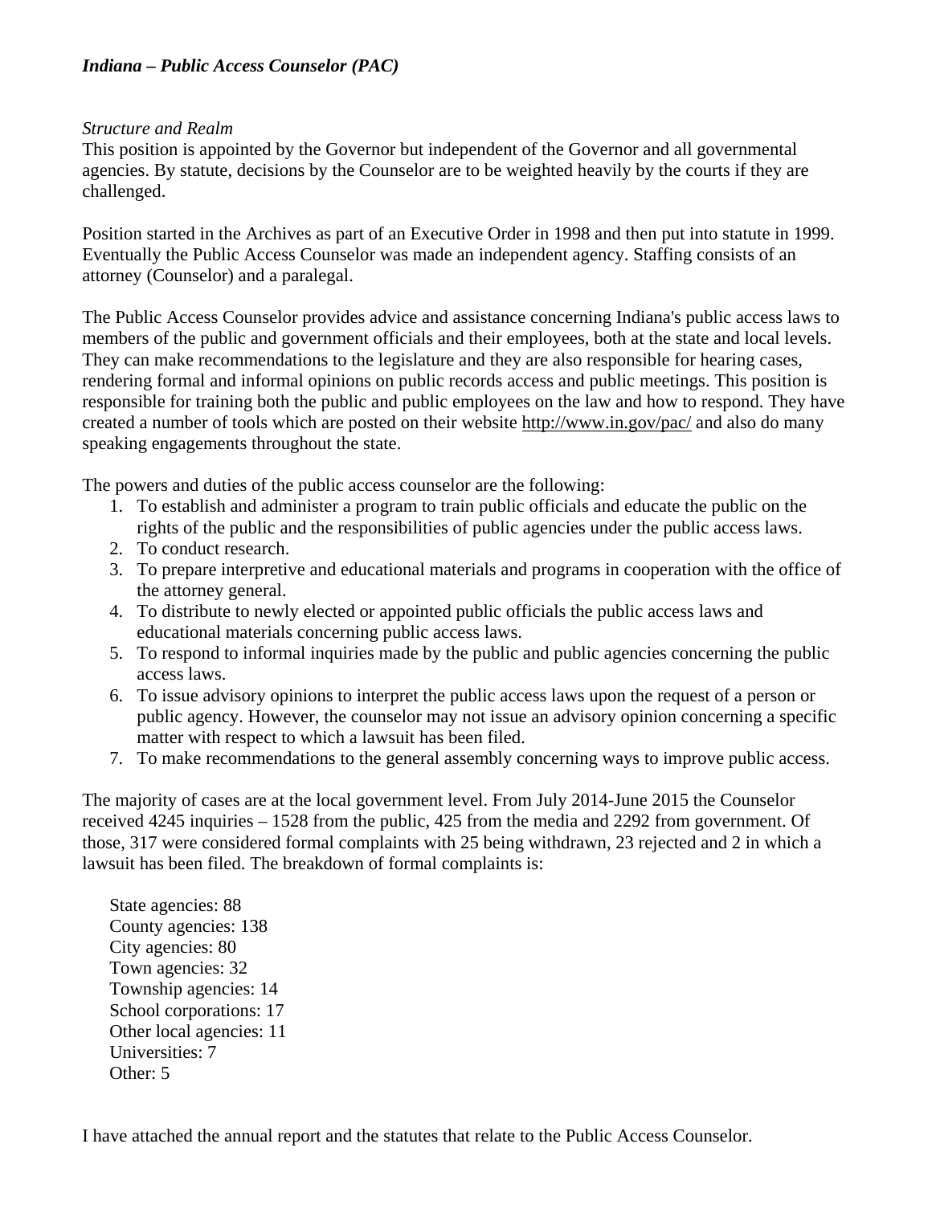***Indiana – Public Access Counselor (PAC)***

*Structure and Realm*

This position is appointed by the Governor but independent of the Governor and all governmental agencies. By statute, decisions by the Counselor are to be weighted heavily by the courts if they are challenged.

Position started in the Archives as part of an Executive Order in 1998 and then put into statute in 1999. Eventually the Public Access Counselor was made an independent agency. Staffing consists of an attorney (Counselor) and a paralegal.

The Public Access Counselor provides advice and assistance concerning Indiana's public access laws to members of the public and government officials and their employees, both at the state and local levels. They can make recommendations to the legislature and they are also responsible for hearing cases, rendering formal and informal opinions on public records access and public meetings. This position is responsible for training both the public and public employees on the law and how to respond. They have created a number of tools which are posted on their website http://www.in.gov/pac/ and also do many speaking engagements throughout the state.

The powers and duties of the public access counselor are the following:

1. To establish and administer a program to train public officials and educate the public on the rights of the public and the responsibilities of public agencies under the public access laws.
2. To conduct research.
3. To prepare interpretive and educational materials and programs in cooperation with the office of the attorney general.
4. To distribute to newly elected or appointed public officials the public access laws and educational materials concerning public access laws.
5. To respond to informal inquiries made by the public and public agencies concerning the public access laws.
6. To issue advisory opinions to interpret the public access laws upon the request of a person or public agency. However, the counselor may not issue an advisory opinion concerning a specific matter with respect to which a lawsuit has been filed.
7. To make recommendations to the general assembly concerning ways to improve public access.

The majority of cases are at the local government level. From July 2014-June 2015 the Counselor received 4245 inquiries – 1528 from the public, 425 from the media and 2292 from government. Of those, 317 were considered formal complaints with 25 being withdrawn, 23 rejected and 2 in which a lawsuit has been filed. The breakdown of formal complaints is:

State agencies: 88
County agencies: 138
City agencies: 80
Town agencies: 32
Township agencies: 14
School corporations: 17
Other local agencies: 11
Universities: 7
Other: 5

I have attached the annual report and the statutes that relate to the Public Access Counselor.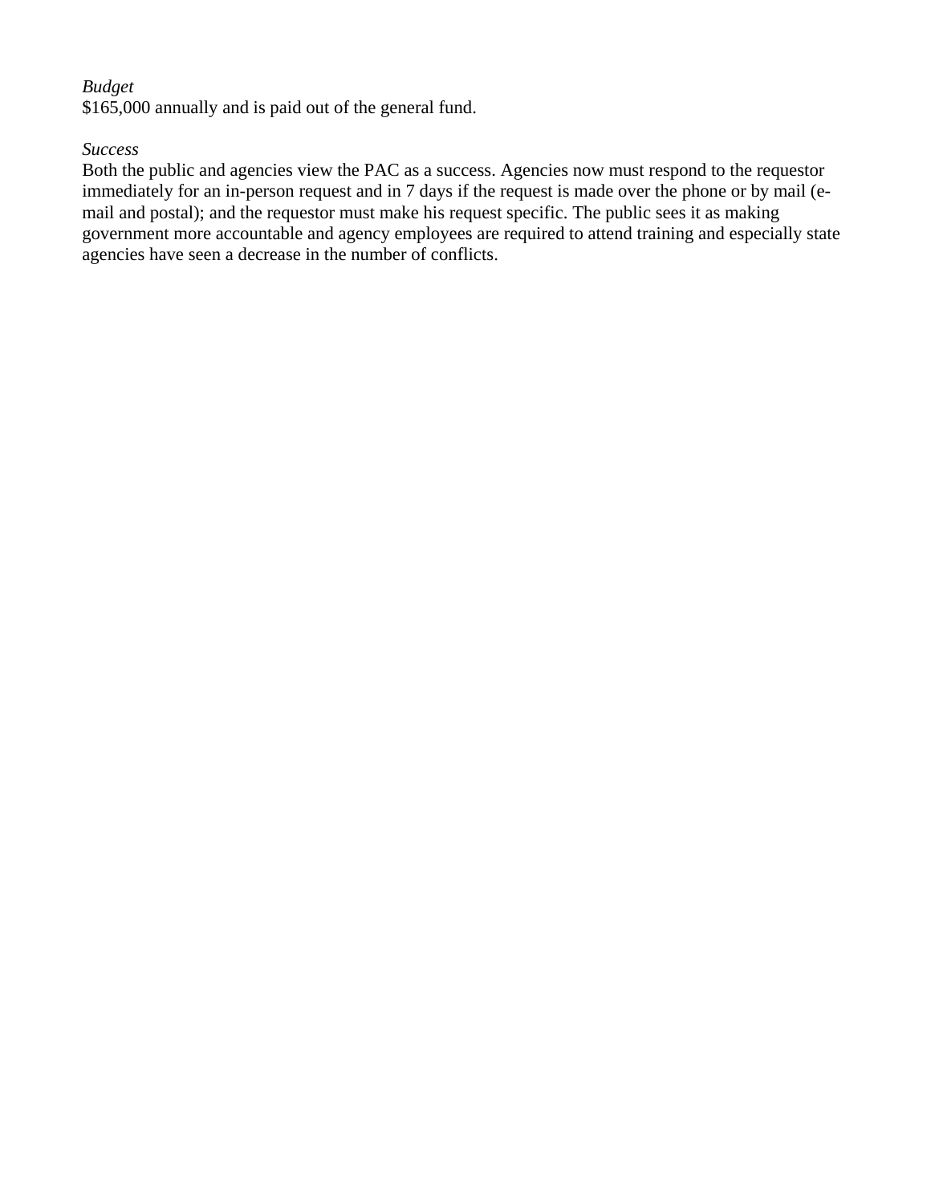*Budget*
$165,000 annually and is paid out of the general fund.

*Success*
Both the public and agencies view the PAC as a success. Agencies now must respond to the requestor immediately for an in-person request and in 7 days if the request is made over the phone or by mail (e-mail and postal); and the requestor must make his request specific. The public sees it as making government more accountable and agency employees are required to attend training and especially state agencies have seen a decrease in the number of conflicts.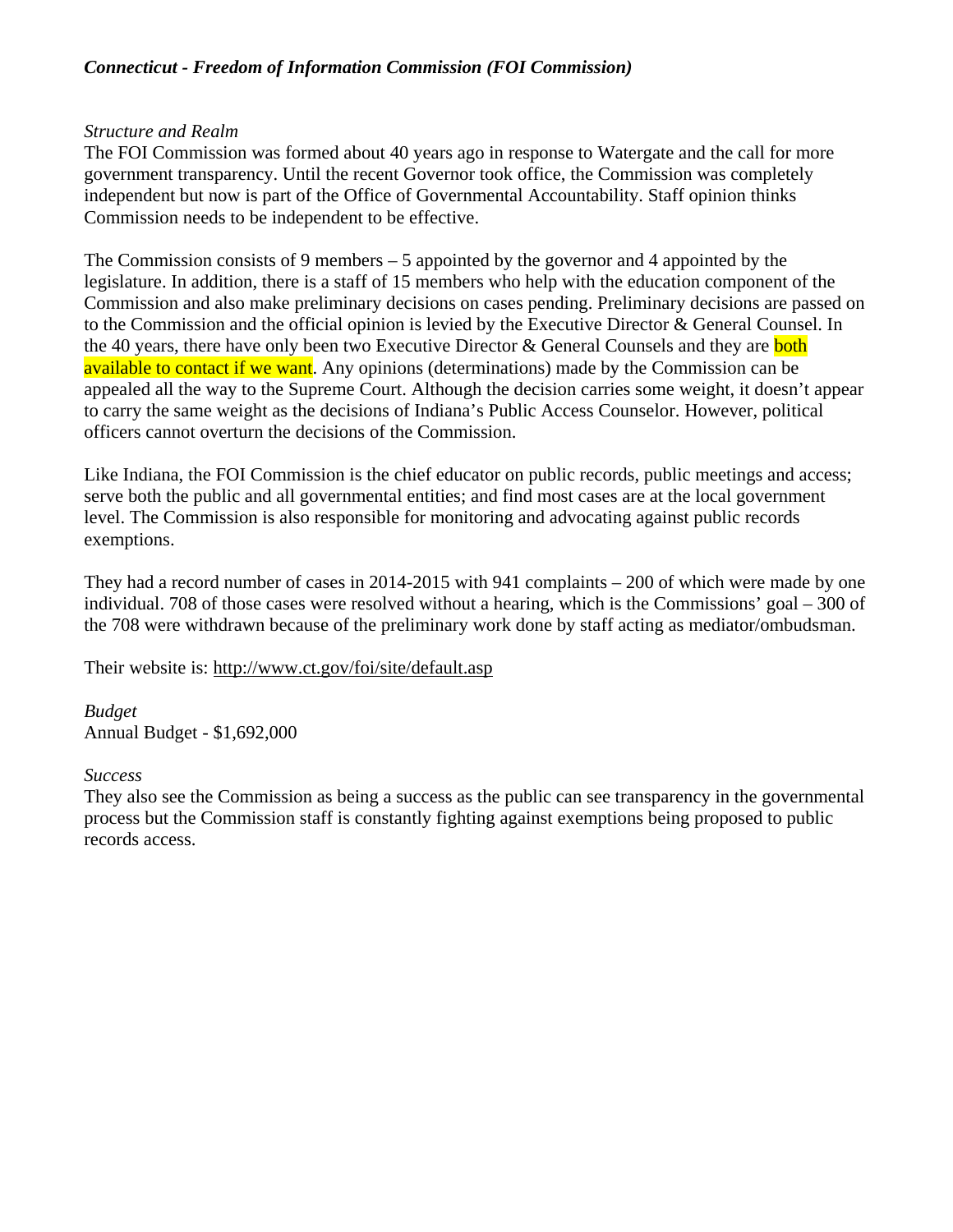***Connecticut - Freedom of Information Commission (FOI Commission)***

*Structure and Realm*

The FOI Commission was formed about 40 years ago in response to Watergate and the call for more government transparency. Until the recent Governor took office, the Commission was completely independent but now is part of the Office of Governmental Accountability. Staff opinion thinks Commission needs to be independent to be effective.

The Commission consists of 9 members – 5 appointed by the governor and 4 appointed by the legislature. In addition, there is a staff of 15 members who help with the education component of the Commission and also make preliminary decisions on cases pending. Preliminary decisions are passed on to the Commission and the official opinion is levied by the Executive Director & General Counsel. In the 40 years, there have only been two Executive Director & General Counsels and they are both available to contact if we want. Any opinions (determinations) made by the Commission can be appealed all the way to the Supreme Court. Although the decision carries some weight, it doesn't appear to carry the same weight as the decisions of Indiana's Public Access Counselor. However, political officers cannot overturn the decisions of the Commission.

Like Indiana, the FOI Commission is the chief educator on public records, public meetings and access; serve both the public and all governmental entities; and find most cases are at the local government level. The Commission is also responsible for monitoring and advocating against public records exemptions.

They had a record number of cases in 2014-2015 with 941 complaints – 200 of which were made by one individual. 708 of those cases were resolved without a hearing, which is the Commissions' goal – 300 of the 708 were withdrawn because of the preliminary work done by staff acting as mediator/ombudsman.

Their website is: http://www.ct.gov/foi/site/default.asp

*Budget*

Annual Budget - $1,692,000

*Success*

They also see the Commission as being a success as the public can see transparency in the governmental process but the Commission staff is constantly fighting against exemptions being proposed to public records access.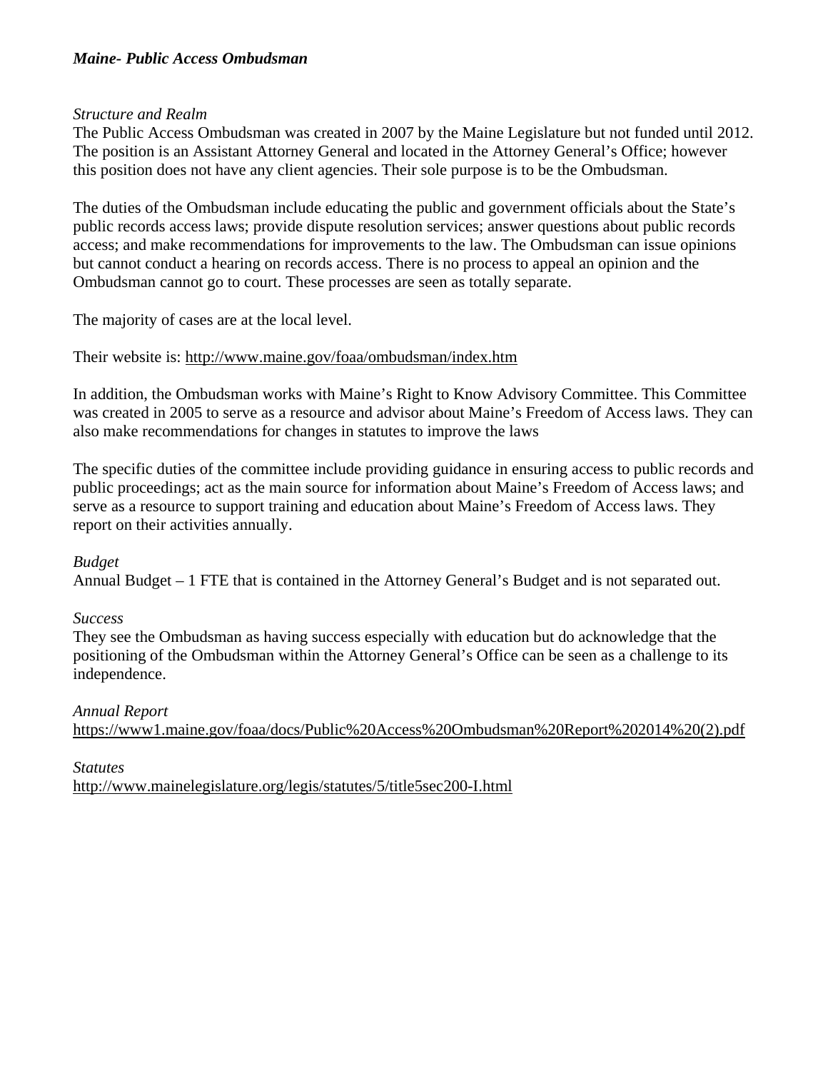***Maine- Public Access Ombudsman***

*Structure and Realm*

The Public Access Ombudsman was created in 2007 by the Maine Legislature but not funded until 2012. The position is an Assistant Attorney General and located in the Attorney General's Office; however this position does not have any client agencies. Their sole purpose is to be the Ombudsman.

The duties of the Ombudsman include educating the public and government officials about the State's public records access laws; provide dispute resolution services; answer questions about public records access; and make recommendations for improvements to the law. The Ombudsman can issue opinions but cannot conduct a hearing on records access. There is no process to appeal an opinion and the Ombudsman cannot go to court. These processes are seen as totally separate.

The majority of cases are at the local level.

Their website is: http://www.maine.gov/foaa/ombudsman/index.htm

In addition, the Ombudsman works with Maine's Right to Know Advisory Committee. This Committee was created in 2005 to serve as a resource and advisor about Maine's Freedom of Access laws. They can also make recommendations for changes in statutes to improve the laws

The specific duties of the committee include providing guidance in ensuring access to public records and public proceedings; act as the main source for information about Maine's Freedom of Access laws; and serve as a resource to support training and education about Maine's Freedom of Access laws. They report on their activities annually.

*Budget*

Annual Budget – 1 FTE that is contained in the Attorney General's Budget and is not separated out.

*Success*

They see the Ombudsman as having success especially with education but do acknowledge that the positioning of the Ombudsman within the Attorney General's Office can be seen as a challenge to its independence.

*Annual Report*

https://www1.maine.gov/foaa/docs/Public%20Access%20Ombudsman%20Report%202014%20(2).pdf

*Statutes*

http://www.mainelegislature.org/legis/statutes/5/title5sec200-I.html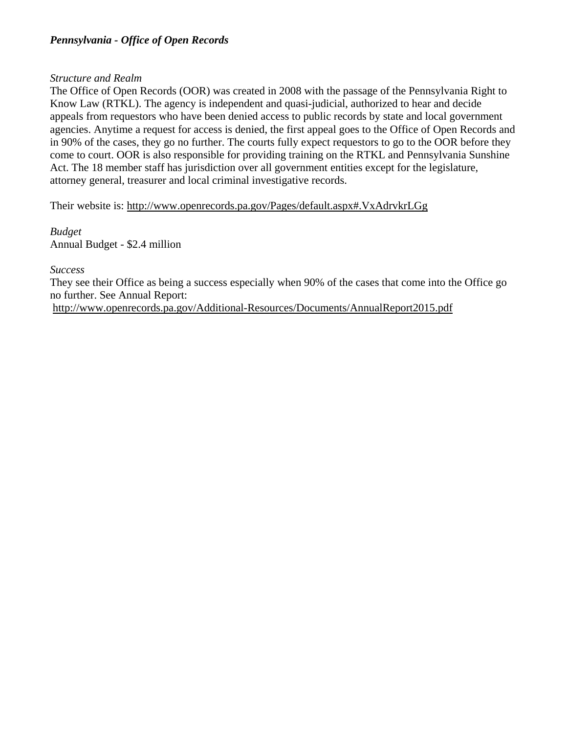***Pennsylvania - Office of Open Records***

*Structure and Realm*
The Office of Open Records (OOR) was created in 2008 with the passage of the Pennsylvania Right to Know Law (RTKL). The agency is independent and quasi-judicial, authorized to hear and decide appeals from requestors who have been denied access to public records by state and local government agencies. Anytime a request for access is denied, the first appeal goes to the Office of Open Records and in 90% of the cases, they go no further. The courts fully expect requestors to go to the OOR before they come to court. OOR is also responsible for providing training on the RTKL and Pennsylvania Sunshine Act. The 18 member staff has jurisdiction over all government entities except for the legislature, attorney general, treasurer and local criminal investigative records.

Their website is: http://www.openrecords.pa.gov/Pages/default.aspx#.VxAdrvkrLGg

*Budget*
Annual Budget - $2.4 million

*Success*
They see their Office as being a success especially when 90% of the cases that come into the Office go no further. See Annual Report:
http://www.openrecords.pa.gov/Additional-Resources/Documents/AnnualReport2015.pdf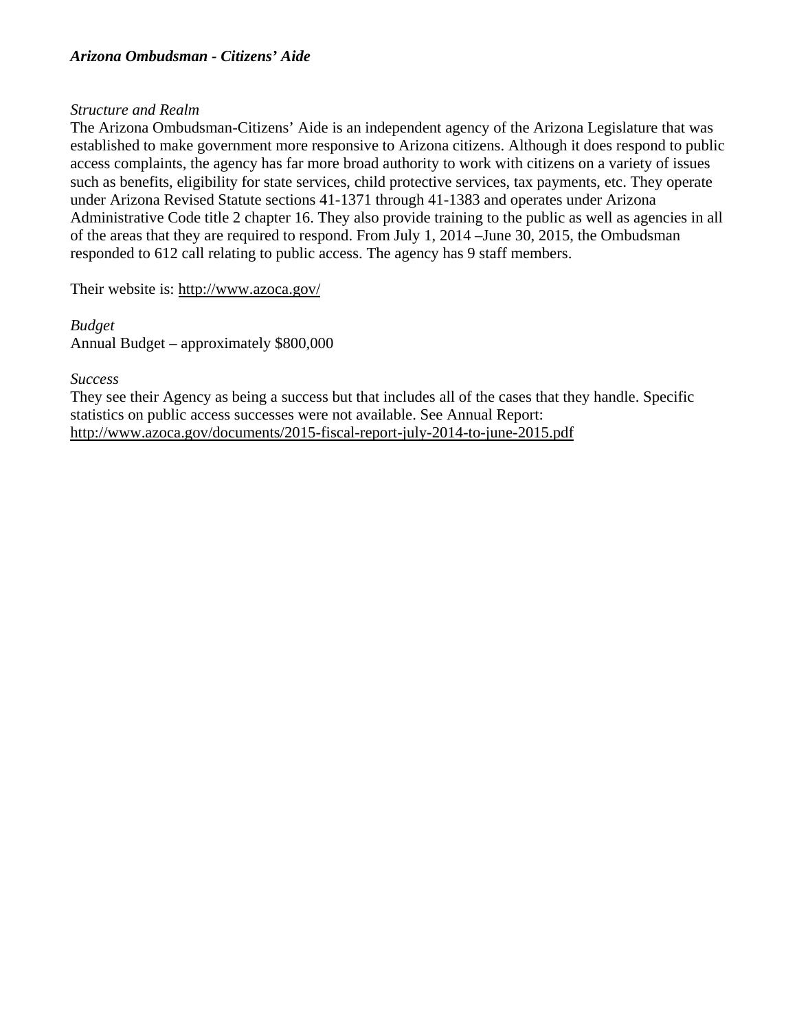***Arizona Ombudsman - Citizens' Aide***

*Structure and Realm*

The Arizona Ombudsman-Citizens' Aide is an independent agency of the Arizona Legislature that was established to make government more responsive to Arizona citizens. Although it does respond to public access complaints, the agency has far more broad authority to work with citizens on a variety of issues such as benefits, eligibility for state services, child protective services, tax payments, etc. They operate under Arizona Revised Statute sections 41-1371 through 41-1383 and operates under Arizona Administrative Code title 2 chapter 16. They also provide training to the public as well as agencies in all of the areas that they are required to respond. From July 1, 2014 –June 30, 2015, the Ombudsman responded to 612 call relating to public access. The agency has 9 staff members.

Their website is: http://www.azoca.gov/

*Budget*

Annual Budget – approximately $800,000

*Success*

They see their Agency as being a success but that includes all of the cases that they handle. Specific statistics on public access successes were not available. See Annual Report: http://www.azoca.gov/documents/2015-fiscal-report-july-2014-to-june-2015.pdf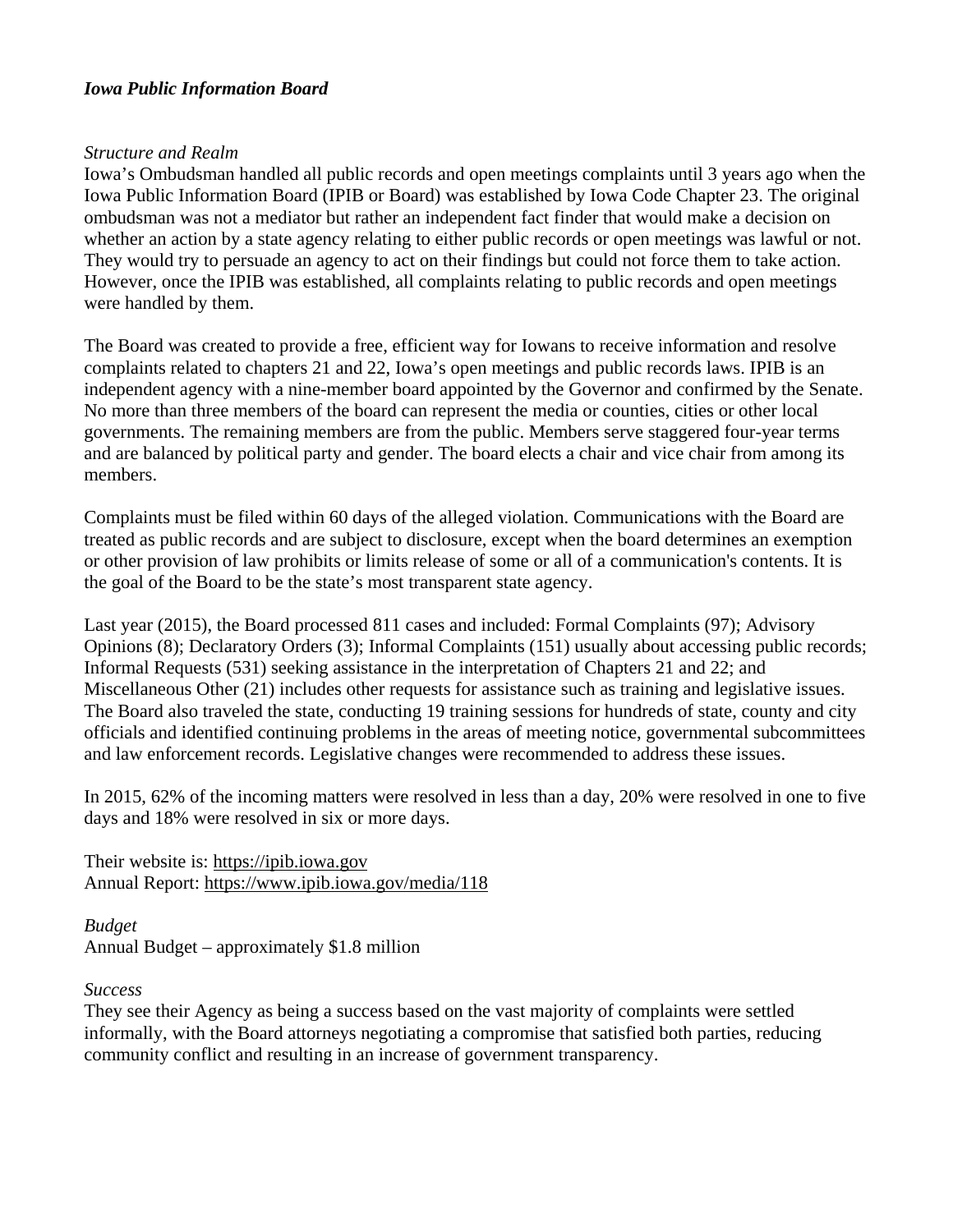***Iowa Public Information Board***

*Structure and Realm*

Iowa's Ombudsman handled all public records and open meetings complaints until 3 years ago when the Iowa Public Information Board (IPIB or Board) was established by Iowa Code Chapter 23. The original ombudsman was not a mediator but rather an independent fact finder that would make a decision on whether an action by a state agency relating to either public records or open meetings was lawful or not. They would try to persuade an agency to act on their findings but could not force them to take action. However, once the IPIB was established, all complaints relating to public records and open meetings were handled by them.

The Board was created to provide a free, efficient way for Iowans to receive information and resolve complaints related to chapters 21 and 22, Iowa's open meetings and public records laws. IPIB is an independent agency with a nine-member board appointed by the Governor and confirmed by the Senate. No more than three members of the board can represent the media or counties, cities or other local governments. The remaining members are from the public. Members serve staggered four-year terms and are balanced by political party and gender. The board elects a chair and vice chair from among its members.

Complaints must be filed within 60 days of the alleged violation. Communications with the Board are treated as public records and are subject to disclosure, except when the board determines an exemption or other provision of law prohibits or limits release of some or all of a communication's contents. It is the goal of the Board to be the state's most transparent state agency.

Last year (2015), the Board processed 811 cases and included: Formal Complaints (97); Advisory Opinions (8); Declaratory Orders (3); Informal Complaints (151) usually about accessing public records; Informal Requests (531) seeking assistance in the interpretation of Chapters 21 and 22; and Miscellaneous Other (21) includes other requests for assistance such as training and legislative issues. The Board also traveled the state, conducting 19 training sessions for hundreds of state, county and city officials and identified continuing problems in the areas of meeting notice, governmental subcommittees and law enforcement records. Legislative changes were recommended to address these issues.

In 2015, 62% of the incoming matters were resolved in less than a day, 20% were resolved in one to five days and 18% were resolved in six or more days.

Their website is: https://ipib.iowa.gov
Annual Report: https://www.ipib.iowa.gov/media/118

*Budget*

Annual Budget – approximately $1.8 million

*Success*

They see their Agency as being a success based on the vast majority of complaints were settled informally, with the Board attorneys negotiating a compromise that satisfied both parties, reducing community conflict and resulting in an increase of government transparency.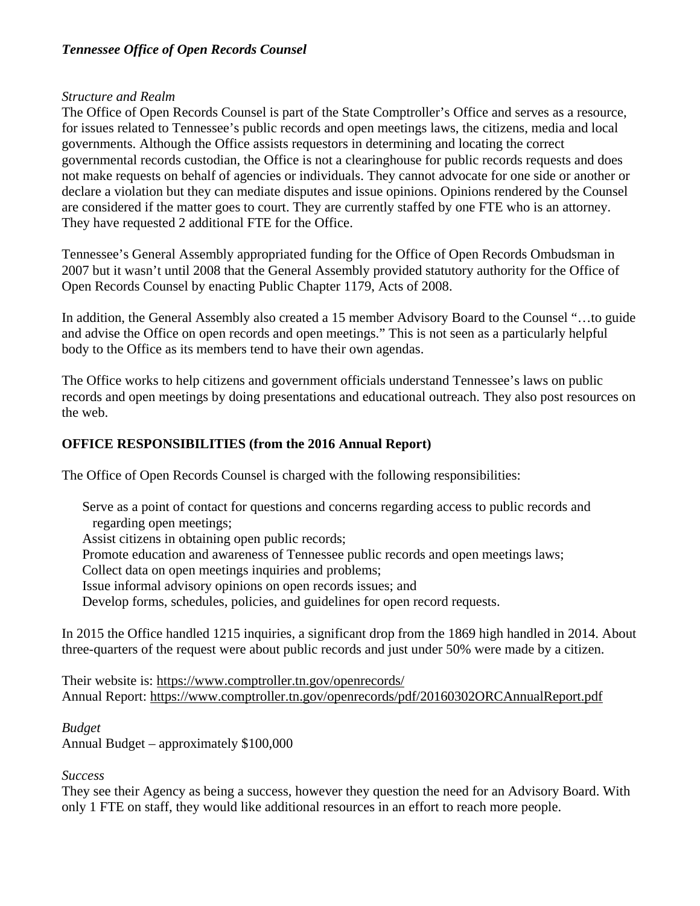***Tennessee Office of Open Records Counsel***

*Structure and Realm*

The Office of Open Records Counsel is part of the State Comptroller's Office and serves as a resource, for issues related to Tennessee's public records and open meetings laws, the citizens, media and local governments. Although the Office assists requestors in determining and locating the correct governmental records custodian, the Office is not a clearinghouse for public records requests and does not make requests on behalf of agencies or individuals. They cannot advocate for one side or another or declare a violation but they can mediate disputes and issue opinions. Opinions rendered by the Counsel are considered if the matter goes to court. They are currently staffed by one FTE who is an attorney. They have requested 2 additional FTE for the Office.

Tennessee's General Assembly appropriated funding for the Office of Open Records Ombudsman in 2007 but it wasn't until 2008 that the General Assembly provided statutory authority for the Office of Open Records Counsel by enacting Public Chapter 1179, Acts of 2008.

In addition, the General Assembly also created a 15 member Advisory Board to the Counsel "…to guide and advise the Office on open records and open meetings." This is not seen as a particularly helpful body to the Office as its members tend to have their own agendas.

The Office works to help citizens and government officials understand Tennessee's laws on public records and open meetings by doing presentations and educational outreach. They also post resources on the web.

**OFFICE RESPONSIBILITIES (from the 2016 Annual Report)**

The Office of Open Records Counsel is charged with the following responsibilities:

- Serve as a point of contact for questions and concerns regarding access to public records and regarding open meetings;
- Assist citizens in obtaining open public records;
- Promote education and awareness of Tennessee public records and open meetings laws;
- Collect data on open meetings inquiries and problems;
- Issue informal advisory opinions on open records issues; and
- Develop forms, schedules, policies, and guidelines for open record requests.

In 2015 the Office handled 1215 inquiries, a significant drop from the 1869 high handled in 2014. About three-quarters of the request were about public records and just under 50% were made by a citizen.

Their website is: https://www.comptroller.tn.gov/openrecords/
Annual Report: https://www.comptroller.tn.gov/openrecords/pdf/20160302ORCAnnualReport.pdf

*Budget*

Annual Budget – approximately $100,000

*Success*

They see their Agency as being a success, however they question the need for an Advisory Board. With only 1 FTE on staff, they would like additional resources in an effort to reach more people.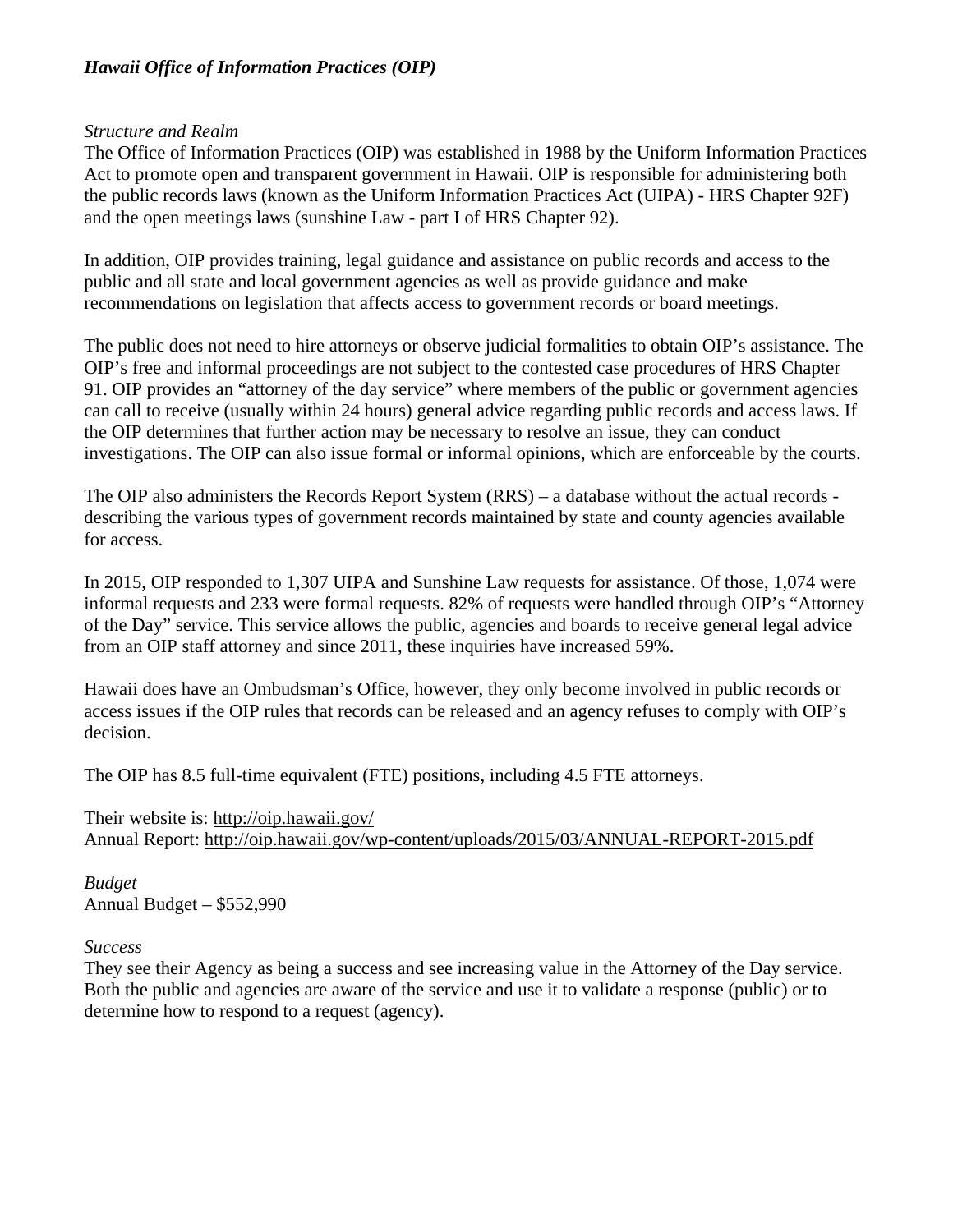***Hawaii Office of Information Practices (OIP)***

*Structure and Realm*

The Office of Information Practices (OIP) was established in 1988 by the Uniform Information Practices Act to promote open and transparent government in Hawaii. OIP is responsible for administering both the public records laws (known as the Uniform Information Practices Act (UIPA) - HRS Chapter 92F) and the open meetings laws (sunshine Law - part I of HRS Chapter 92).

In addition, OIP provides training, legal guidance and assistance on public records and access to the public and all state and local government agencies as well as provide guidance and make recommendations on legislation that affects access to government records or board meetings.

The public does not need to hire attorneys or observe judicial formalities to obtain OIP's assistance. The OIP's free and informal proceedings are not subject to the contested case procedures of HRS Chapter 91. OIP provides an "attorney of the day service" where members of the public or government agencies can call to receive (usually within 24 hours) general advice regarding public records and access laws. If the OIP determines that further action may be necessary to resolve an issue, they can conduct investigations. The OIP can also issue formal or informal opinions, which are enforceable by the courts.

The OIP also administers the Records Report System (RRS) – a database without the actual records - describing the various types of government records maintained by state and county agencies available for access.

In 2015, OIP responded to 1,307 UIPA and Sunshine Law requests for assistance. Of those, 1,074 were informal requests and 233 were formal requests. 82% of requests were handled through OIP's "Attorney of the Day" service. This service allows the public, agencies and boards to receive general legal advice from an OIP staff attorney and since 2011, these inquiries have increased 59%.

Hawaii does have an Ombudsman's Office, however, they only become involved in public records or access issues if the OIP rules that records can be released and an agency refuses to comply with OIP's decision.

The OIP has 8.5 full-time equivalent (FTE) positions, including 4.5 FTE attorneys.

Their website is: http://oip.hawaii.gov/
Annual Report: http://oip.hawaii.gov/wp-content/uploads/2015/03/ANNUAL-REPORT-2015.pdf

*Budget*

Annual Budget – $552,990

*Success*

They see their Agency as being a success and see increasing value in the Attorney of the Day service. Both the public and agencies are aware of the service and use it to validate a response (public) or to determine how to respond to a request (agency).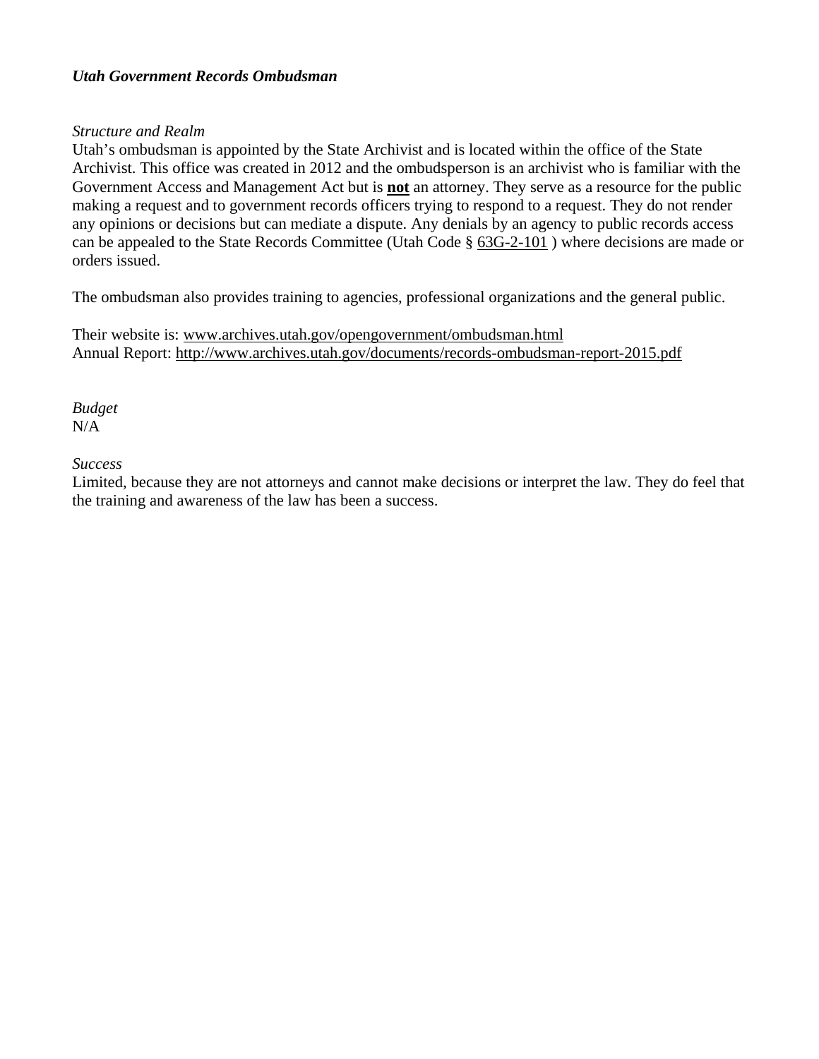***Utah Government Records Ombudsman***

*Structure and Realm*

Utah's ombudsman is appointed by the State Archivist and is located within the office of the State Archivist. This office was created in 2012 and the ombudsperson is an archivist who is familiar with the Government Access and Management Act but is **not** an attorney. They serve as a resource for the public making a request and to government records officers trying to respond to a request. They do not render any opinions or decisions but can mediate a dispute. Any denials by an agency to public records access can be appealed to the State Records Committee (Utah Code § 63G-2-101 ) where decisions are made or orders issued.

The ombudsman also provides training to agencies, professional organizations and the general public.

Their website is: www.archives.utah.gov/opengovernment/ombudsman.html
Annual Report: http://www.archives.utah.gov/documents/records-ombudsman-report-2015.pdf

*Budget*

N/A

*Success*

Limited, because they are not attorneys and cannot make decisions or interpret the law. They do feel that the training and awareness of the law has been a success.